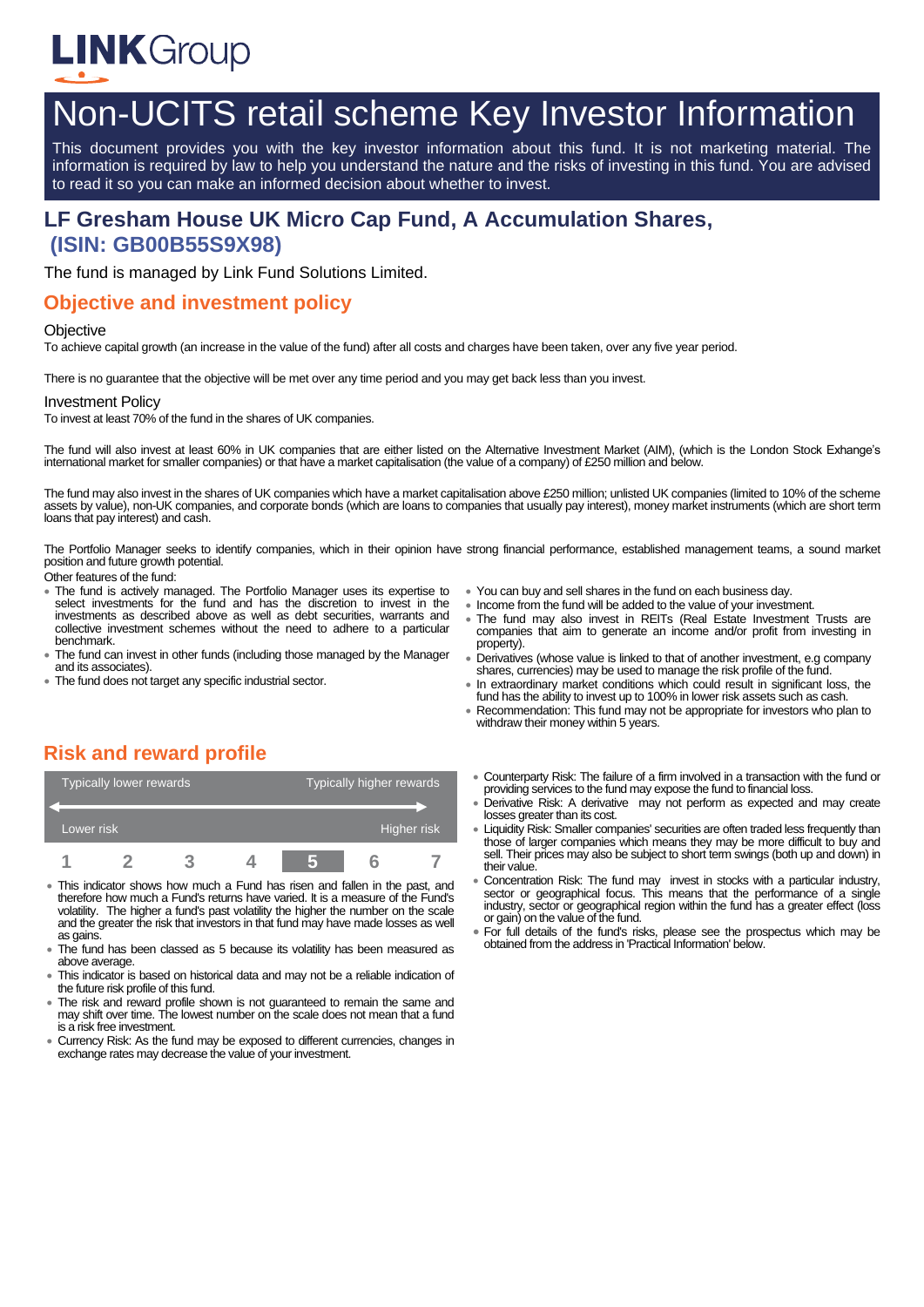# Non-UCITS retail scheme Key Investor Information

This document provides you with the key investor information about this fund. It is not marketing material. The information is required by law to help you understand the nature and the risks of investing in this fund. You are advised to read it so you can make an informed decision about whether to invest.

## LF Gresham House UK Micro Cap Fund, A Accumulation Shares, (ISIN: GB00B55S9X98)

The fund is managed by Link Fund Solutions Limited.

## Objective and investment policy

### Objective

To achieve capital growth (an increase in the value of the fund) after all costs and charges have been taken, over any five year period.

There is no guarantee that the objective will be met over any time period and you may get back less than you invest.

### Investment Policy

To invest at least 70% of the fund in the shares of UK companies.

The fund will also invest at least 60% in UK companies that are either listed on the Alternative Investment Market (AIM), (which is the London Stock Exhange's international market for smaller companies) or that have a market capitalisation (the value of a company) of £250 million and below.

The fund may also invest in the shares of UK companies which have a market capitalisation above £250 million; unlisted UK companies (limited to 10% of the scheme assets by value), non-UK companies, and corporate bonds (which are loans to companies that usually pay interest), money market instruments (which are short term loans that pay interest) and cash.

The Portfolio Manager seeks to identify companies, which in their opinion have strong financial performance, established management teams, a sound market position and future growth potential.

Other features of the fund:

- The fund is actively managed. The Portfolio Manager uses its expertise to select investments for the fund and has the discretion to invest in the investments as described above as well as debt securities, warrants and collective investment schemes without the need to adhere to a particular benchmark.
- The fund can invest in other funds (including those managed by the Manager and its associates).
- The fund does not target any specific industrial sector.
- You can buy and sell shares in the fund on each business day.
- Income from the fund will be added to the value of your investment.
- The fund may also invest in REITs (Real Estate Investment Trusts are companies that aim to generate an income and/or profit from investing in property).
- Derivatives (whose value is linked to that of another investment, e.g company shares, currencies) may be used to manage the risk profile of the fund.
- In extraordinary market conditions which could result in significant loss, the fund has the ability to invest up to 100% in lower risk assets such as cash.
- Recommendation: This fund may not be appropriate for investors who plan to withdraw their money within 5 years.

## Risk and reward profile

| Typically lower rewards | | | | | | Typically higher rewards |
|---|---|---|---|---|---|---|
| Lower risk | | | | | | Higher risk |
| 1 | 2 | 3 | 4 | **5** | 6 | 7 |

- This indicator shows how much a Fund has risen and fallen in the past, and therefore how much a Fund's returns have varied. It is a measure of the Fund's volatility. The higher a fund's past volatility the higher the number on the scale and the greater the risk that investors in that fund may have made losses as well as gains.
- The fund has been classed as 5 because its volatility has been measured as above average.
- This indicator is based on historical data and may not be a reliable indication of the future risk profile of this fund.
- The risk and reward profile shown is not guaranteed to remain the same and may shift over time. The lowest number on the scale does not mean that a fund is a risk free investment.
- Currency Risk: As the fund may be exposed to different currencies, changes in exchange rates may decrease the value of your investment.
- Counterparty Risk: The failure of a firm involved in a transaction with the fund or providing services to the fund may expose the fund to financial loss.
- Derivative Risk: A derivative may not perform as expected and may create losses greater than its cost.
- Liquidity Risk: Smaller companies' securities are often traded less frequently than those of larger companies which means they may be more difficult to buy and sell. Their prices may also be subject to short term swings (both up and down) in their value.
- Concentration Risk: The fund may invest in stocks with a particular industry, sector or geographical focus. This means that the performance of a single industry, sector or geographical region within the fund has a greater effect (loss or gain) on the value of the fund.
- For full details of the fund's risks, please see the prospectus which may be obtained from the address in 'Practical Information' below.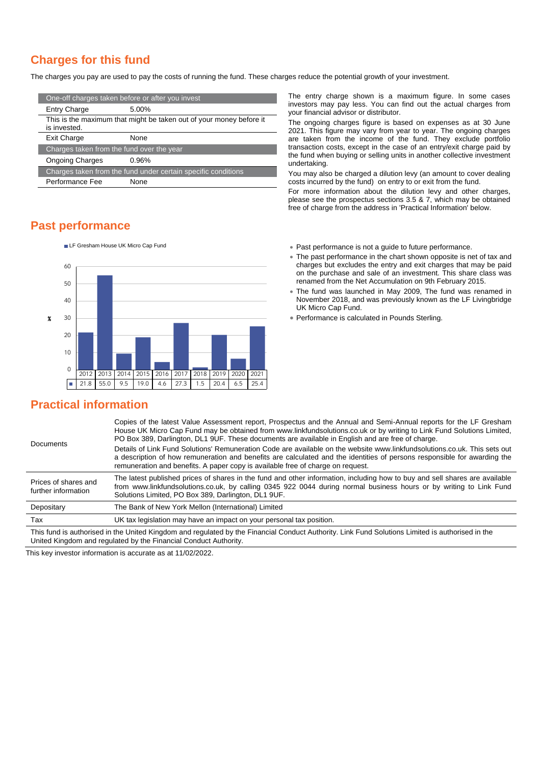## Charges for this fund

The charges you pay are used to pay the costs of running the fund. These charges reduce the potential growth of your investment.

| One-off charges taken before or after you invest | |
|---|---|
| Entry Charge | 5.00% |
| This is the maximum that might be taken out of your money before it is invested. | |
| Exit Charge | None |
| **Charges taken from the fund over the year** | |
| Ongoing Charges | 0.96% |
| **Charges taken from the fund under certain specific conditions** | |
| Performance Fee | None |

The entry charge shown is a maximum figure. In some cases investors may pay less. You can find out the actual charges from your financial advisor or distributor.

The ongoing charges figure is based on expenses as at 30 June 2021. This figure may vary from year to year. The ongoing charges are taken from the income of the fund. They exclude portfolio transaction costs, except in the case of an entry/exit charge paid by the fund when buying or selling units in another collective investment undertaking.

You may also be charged a dilution levy (an amount to cover dealing costs incurred by the fund) on entry to or exit from the fund.

For more information about the dilution levy and other charges, please see the prospectus sections 3.5 & 7, which may be obtained free of charge from the address in 'Practical Information' below.

## Past performance

LF Gresham House UK Micro Cap Fund

%

60
50
40
30
20
10
0

2012 2013 2014 2015 2016 2017 2018 2019 2020 2021

21.8 55.0 9.5 19.0 4.6 27.3 1.5 20.4 6.5 25.4

- Past performance is not a guide to future performance.
- The past performance in the chart shown opposite is net of tax and charges but excludes the entry and exit charges that may be paid on the purchase and sale of an investment. This share class was renamed from the Net Accumulation on 9th February 2015.
- The fund was launched in May 2009, The fund was renamed in November 2018, and was previously known as the LF Livingbridge UK Micro Cap Fund.
- Performance is calculated in Pounds Sterling.

## Practical information

| | |
|---|---|
| Documents | Copies of the latest Value Assessment report, Prospectus and the Annual and Semi-Annual reports for the LF Gresham House UK Micro Cap Fund may be obtained from www.linkfundsolutions.co.uk or by writing to Link Fund Solutions Limited, PO Box 389, Darlington, DL1 9UF. These documents are available in English and are free of charge.<br>Details of Link Fund Solutions' Remuneration Code are available on the website www.linkfundsolutions.co.uk. This sets out a description of how remuneration and benefits are calculated and the identities of persons responsible for awarding the remuneration and benefits. A paper copy is available free of charge on request. |
| Prices of shares and further information | The latest published prices of shares in the fund and other information, including how to buy and sell shares are available from www.linkfundsolutions.co.uk, by calling 0345 922 0044 during normal business hours or by writing to Link Fund Solutions Limited, PO Box 389, Darlington, DL1 9UF. |
| Depositary | The Bank of New York Mellon (International) Limited |
| Tax | UK tax legislation may have an impact on your personal tax position. |

This fund is authorised in the United Kingdom and regulated by the Financial Conduct Authority. Link Fund Solutions Limited is authorised in the United Kingdom and regulated by the Financial Conduct Authority.

This key investor information is accurate as at 11/02/2022.